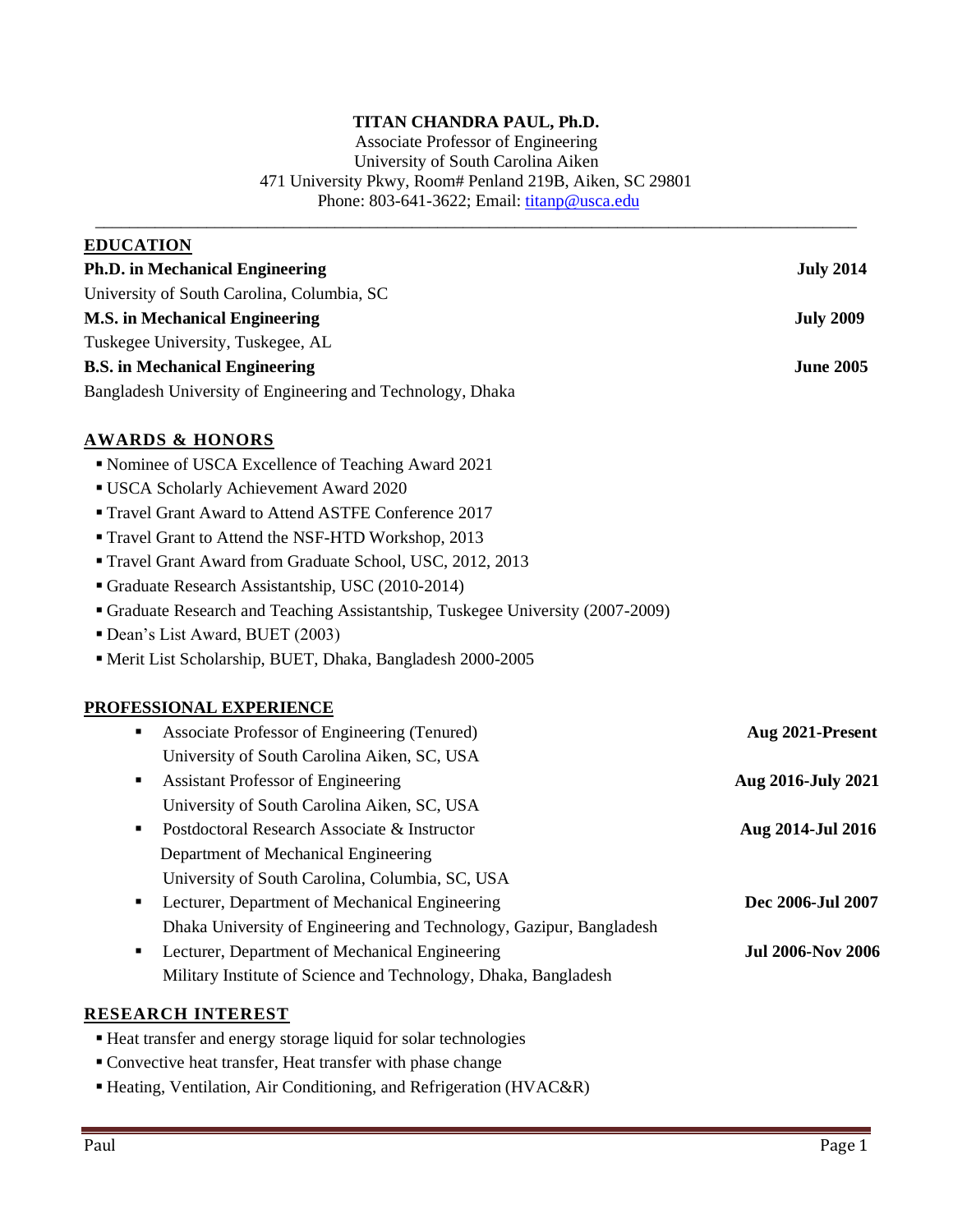**TITAN CHANDRA PAUL, Ph.D.**

Associate Professor of Engineering
University of South Carolina Aiken
471 University Pkwy, Room# Penland 219B, Aiken, SC 29801
Phone: 803-641-3622; Email: [titanp@usca.edu](mailto:titanp@usca.edu)

---

## EDUCATION

**Ph.D. in Mechanical Engineering** — **July 2014**
University of South Carolina, Columbia, SC

**M.S. in Mechanical Engineering** — **July 2009**
Tuskegee University, Tuskegee, AL

**B.S. in Mechanical Engineering** — **June 2005**
Bangladesh University of Engineering and Technology, Dhaka

## AWARDS & HONORS

- Nominee of USCA Excellence of Teaching Award 2021
- USCA Scholarly Achievement Award 2020
- Travel Grant Award to Attend ASTFE Conference 2017
- Travel Grant to Attend the NSF-HTD Workshop, 2013
- Travel Grant Award from Graduate School, USC, 2012, 2013
- Graduate Research Assistantship, USC (2010-2014)
- Graduate Research and Teaching Assistantship, Tuskegee University (2007-2009)
- Dean's List Award, BUET (2003)
- Merit List Scholarship, BUET, Dhaka, Bangladesh 2000-2005

## PROFESSIONAL EXPERIENCE

- Associate Professor of Engineering (Tenured) — **Aug 2021-Present**
  University of South Carolina Aiken, SC, USA
- Assistant Professor of Engineering — **Aug 2016-July 2021**
  University of South Carolina Aiken, SC, USA
- Postdoctoral Research Associate & Instructor — **Aug 2014-Jul 2016**
  Department of Mechanical Engineering
  University of South Carolina, Columbia, SC, USA
- Lecturer, Department of Mechanical Engineering — **Dec 2006-Jul 2007**
  Dhaka University of Engineering and Technology, Gazipur, Bangladesh
- Lecturer, Department of Mechanical Engineering — **Jul 2006-Nov 2006**
  Military Institute of Science and Technology, Dhaka, Bangladesh

## RESEARCH INTEREST

- Heat transfer and energy storage liquid for solar technologies
- Convective heat transfer, Heat transfer with phase change
- Heating, Ventilation, Air Conditioning, and Refrigeration (HVAC&R)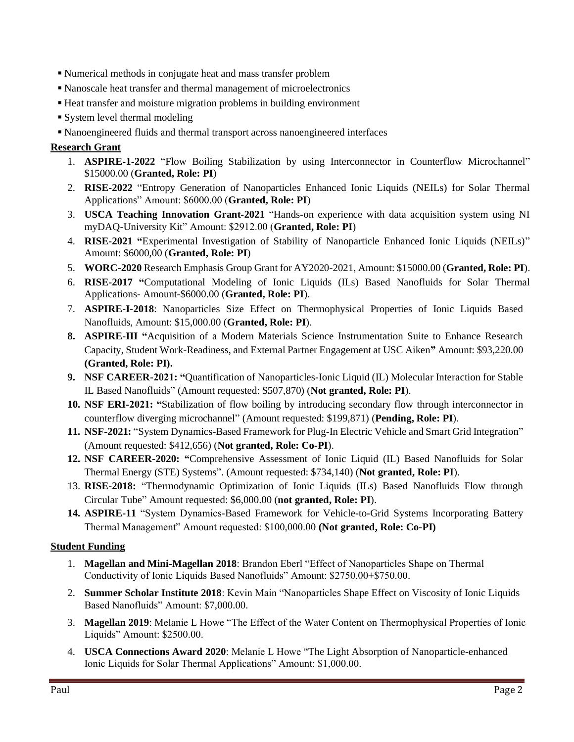- Numerical methods in conjugate heat and mass transfer problem
- Nanoscale heat transfer and thermal management of microelectronics
- Heat transfer and moisture migration problems in building environment
- System level thermal modeling
- Nanoengineered fluids and thermal transport across nanoengineered interfaces

**Research Grant**

1. **ASPIRE-1-2022** "Flow Boiling Stabilization by using Interconnector in Counterflow Microchannel" $15000.00 (**Granted, Role: PI**)
2. **RISE-2022** "Entropy Generation of Nanoparticles Enhanced Ionic Liquids (NEILs) for Solar Thermal Applications" Amount: $6000.00 (**Granted, Role: PI**)
3. **USCA Teaching Innovation Grant-2021** "Hands-on experience with data acquisition system using NI myDAQ-University Kit" Amount: $2912.00 (**Granted, Role: PI**)
4. **RISE-2021 "**Experimental Investigation of Stability of Nanoparticle Enhanced Ionic Liquids (NEILs)" Amount: $6000,00 (**Granted, Role: PI**)
5. **WORC-2020** Research Emphasis Group Grant for AY2020-2021, Amount: $15000.00 (**Granted, Role: PI**).
6. **RISE-2017 "**Computational Modeling of Ionic Liquids (ILs) Based Nanofluids for Solar Thermal Applications- Amount-$6000.00 (**Granted, Role: PI**).
7. **ASPIRE-I-2018**: Nanoparticles Size Effect on Thermophysical Properties of Ionic Liquids Based Nanofluids, Amount: $15,000.00 (**Granted, Role: PI**).
8. **ASPIRE-III "**Acquisition of a Modern Materials Science Instrumentation Suite to Enhance Research Capacity, Student Work-Readiness, and External Partner Engagement at USC Aiken**"** Amount: $93,220.00 **(Granted, Role: PI).**
9. **NSF CAREER-2021: "**Quantification of Nanoparticles-Ionic Liquid (IL) Molecular Interaction for Stable IL Based Nanofluids" (Amount requested: $507,870) (**Not granted, Role: PI**).
10. **NSF ERI-2021: "**Stabilization of flow boiling by introducing secondary flow through interconnector in counterflow diverging microchannel" (Amount requested: $199,871) (**Pending, Role: PI**).
11. **NSF-2021:** "System Dynamics-Based Framework for Plug-In Electric Vehicle and Smart Grid Integration" (Amount requested: $412,656) (**Not granted, Role: Co-PI**).
12. **NSF CAREER-2020: "**Comprehensive Assessment of Ionic Liquid (IL) Based Nanofluids for Solar Thermal Energy (STE) Systems". (Amount requested: $734,140) (**Not granted, Role: PI**).
13. **RISE-2018:** "Thermodynamic Optimization of Ionic Liquids (ILs) Based Nanofluids Flow through Circular Tube" Amount requested: $6,000.00 (**not granted, Role: PI**).
14. **ASPIRE-11** "System Dynamics-Based Framework for Vehicle-to-Grid Systems Incorporating Battery Thermal Management" Amount requested: $100,000.00 **(Not granted, Role: Co-PI)**

**Student Funding**

1. **Magellan and Mini-Magellan 2018**: Brandon Eberl "Effect of Nanoparticles Shape on Thermal Conductivity of Ionic Liquids Based Nanofluids" Amount: $2750.00+$750.00.
2. **Summer Scholar Institute 2018**: Kevin Main "Nanoparticles Shape Effect on Viscosity of Ionic Liquids Based Nanofluids" Amount: $7,000.00.
3. **Magellan 2019**: Melanie L Howe "The Effect of the Water Content on Thermophysical Properties of Ionic Liquids" Amount: $2500.00.
4. **USCA Connections Award 2020**: Melanie L Howe "The Light Absorption of Nanoparticle-enhanced Ionic Liquids for Solar Thermal Applications" Amount: $1,000.00.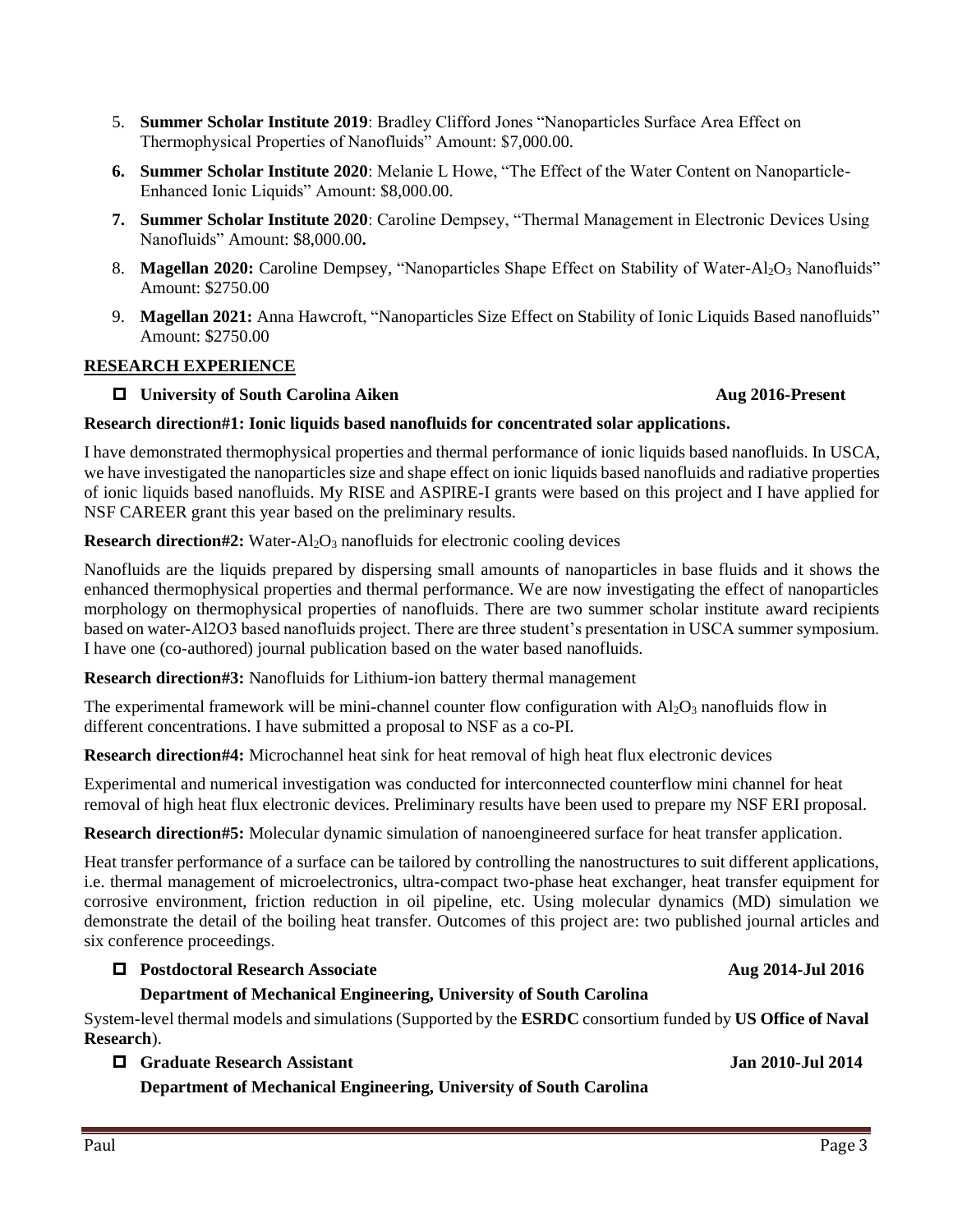5. **Summer Scholar Institute 2019**: Bradley Clifford Jones "Nanoparticles Surface Area Effect on Thermophysical Properties of Nanofluids" Amount: $7,000.00.
6. **Summer Scholar Institute 2020**: Melanie L Howe, "The Effect of the Water Content on Nanoparticle-Enhanced Ionic Liquids" Amount: $8,000.00.
7. **Summer Scholar Institute 2020**: Caroline Dempsey, "Thermal Management in Electronic Devices Using Nanofluids" Amount: $8,000.00**.**
8. **Magellan 2020:** Caroline Dempsey, "Nanoparticles Shape Effect on Stability of Water-$Al_2O_3$ Nanofluids" Amount: $2750.00
9. **Magellan 2021:** Anna Hawcroft, "Nanoparticles Size Effect on Stability of Ionic Liquids Based nanofluids" Amount: $2750.00

## RESEARCH EXPERIENCE

- **University of South Carolina Aiken** **Aug 2016-Present**

**Research direction#1: Ionic liquids based nanofluids for concentrated solar applications.**

I have demonstrated thermophysical properties and thermal performance of ionic liquids based nanofluids. In USCA, we have investigated the nanoparticles size and shape effect on ionic liquids based nanofluids and radiative properties of ionic liquids based nanofluids. My RISE and ASPIRE-I grants were based on this project and I have applied for NSF CAREER grant this year based on the preliminary results.

**Research direction#2:** Water-$Al_2O_3$ nanofluids for electronic cooling devices

Nanofluids are the liquids prepared by dispersing small amounts of nanoparticles in base fluids and it shows the enhanced thermophysical properties and thermal performance. We are now investigating the effect of nanoparticles morphology on thermophysical properties of nanofluids. There are two summer scholar institute award recipients based on water-Al2O3 based nanofluids project. There are three student's presentation in USCA summer symposium. I have one (co-authored) journal publication based on the water based nanofluids.

**Research direction#3:** Nanofluids for Lithium-ion battery thermal management

The experimental framework will be mini-channel counter flow configuration with $Al_2O_3$ nanofluids flow in different concentrations. I have submitted a proposal to NSF as a co-PI.

**Research direction#4:** Microchannel heat sink for heat removal of high heat flux electronic devices

Experimental and numerical investigation was conducted for interconnected counterflow mini channel for heat removal of high heat flux electronic devices. Preliminary results have been used to prepare my NSF ERI proposal.

**Research direction#5:** Molecular dynamic simulation of nanoengineered surface for heat transfer application.

Heat transfer performance of a surface can be tailored by controlling the nanostructures to suit different applications, i.e. thermal management of microelectronics, ultra-compact two-phase heat exchanger, heat transfer equipment for corrosive environment, friction reduction in oil pipeline, etc. Using molecular dynamics (MD) simulation we demonstrate the detail of the boiling heat transfer. Outcomes of this project are: two published journal articles and six conference proceedings.

- **Postdoctoral Research Associate** **Aug 2014-Jul 2016**

  **Department of Mechanical Engineering, University of South Carolina**

System-level thermal models and simulations (Supported by the **ESRDC** consortium funded by **US Office of Naval Research**).

- **Graduate Research Assistant** **Jan 2010-Jul 2014**

  **Department of Mechanical Engineering, University of South Carolina**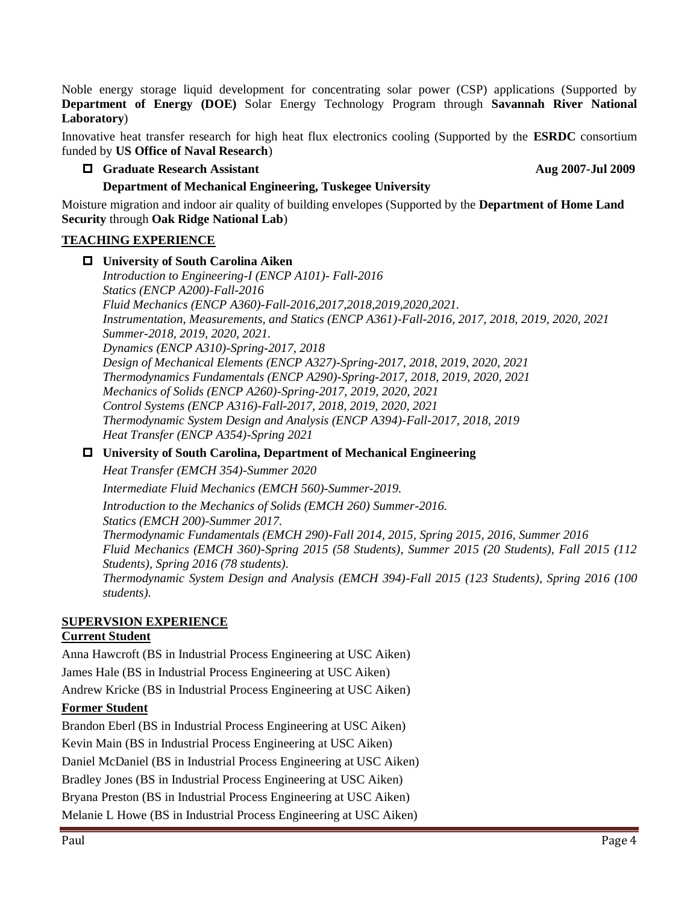Noble energy storage liquid development for concentrating solar power (CSP) applications (Supported by **Department of Energy (DOE)** Solar Energy Technology Program through **Savannah River National Laboratory**)

Innovative heat transfer research for high heat flux electronics cooling (Supported by the **ESRDC** consortium funded by **US Office of Naval Research**)

- **Graduate Research Assistant** **Aug 2007-Jul 2009**

  **Department of Mechanical Engineering, Tuskegee University**

Moisture migration and indoor air quality of building envelopes (Supported by the **Department of Home Land Security** through **Oak Ridge National Lab**)

## TEACHING EXPERIENCE

- **University of South Carolina Aiken**

  *Introduction to Engineering-I (ENCP A101)- Fall-2016*
  *Statics (ENCP A200)-Fall-2016*
  *Fluid Mechanics (ENCP A360)-Fall-2016,2017,2018,2019,2020,2021.*
  *Instrumentation, Measurements, and Statics (ENCP A361)-Fall-2016, 2017, 2018, 2019, 2020, 2021 Summer-2018, 2019, 2020, 2021.*
  *Dynamics (ENCP A310)-Spring-2017, 2018*
  *Design of Mechanical Elements (ENCP A327)-Spring-2017, 2018, 2019, 2020, 2021*
  *Thermodynamics Fundamentals (ENCP A290)-Spring-2017, 2018, 2019, 2020, 2021*
  *Mechanics of Solids (ENCP A260)-Spring-2017, 2019, 2020, 2021*
  *Control Systems (ENCP A316)-Fall-2017, 2018, 2019, 2020, 2021*
  *Thermodynamic System Design and Analysis (ENCP A394)-Fall-2017, 2018, 2019*
  *Heat Transfer (ENCP A354)-Spring 2021*

- **University of South Carolina, Department of Mechanical Engineering**

  *Heat Transfer (EMCH 354)-Summer 2020*

  *Intermediate Fluid Mechanics (EMCH 560)-Summer-2019.*

  *Introduction to the Mechanics of Solids (EMCH 260) Summer-2016.*
  *Statics (EMCH 200)-Summer 2017.*
  *Thermodynamic Fundamentals (EMCH 290)-Fall 2014, 2015, Spring 2015, 2016, Summer 2016*
  *Fluid Mechanics (EMCH 360)-Spring 2015 (58 Students), Summer 2015 (20 Students), Fall 2015 (112 Students), Spring 2016 (78 students).*
  *Thermodynamic System Design and Analysis (EMCH 394)-Fall 2015 (123 Students), Spring 2016 (100 students).*

## SUPERVSION EXPERIENCE

### Current Student

Anna Hawcroft (BS in Industrial Process Engineering at USC Aiken)

James Hale (BS in Industrial Process Engineering at USC Aiken)

Andrew Kricke (BS in Industrial Process Engineering at USC Aiken)

### Former Student

Brandon Eberl (BS in Industrial Process Engineering at USC Aiken)

Kevin Main (BS in Industrial Process Engineering at USC Aiken)

Daniel McDaniel (BS in Industrial Process Engineering at USC Aiken)

Bradley Jones (BS in Industrial Process Engineering at USC Aiken)

Bryana Preston (BS in Industrial Process Engineering at USC Aiken)

Melanie L Howe (BS in Industrial Process Engineering at USC Aiken)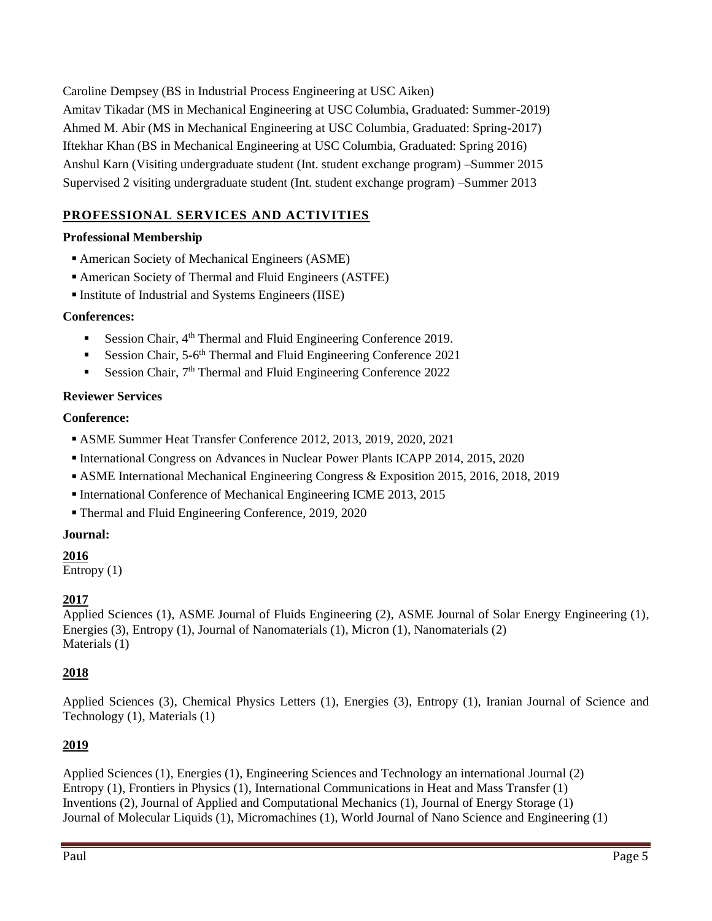Caroline Dempsey (BS in Industrial Process Engineering at USC Aiken)
Amitav Tikadar (MS in Mechanical Engineering at USC Columbia, Graduated: Summer-2019)
Ahmed M. Abir (MS in Mechanical Engineering at USC Columbia, Graduated: Spring-2017)
Iftekhar Khan (BS in Mechanical Engineering at USC Columbia, Graduated: Spring 2016)
Anshul Karn (Visiting undergraduate student (Int. student exchange program) –Summer 2015
Supervised 2 visiting undergraduate student (Int. student exchange program) –Summer 2013

## PROFESSIONAL SERVICES AND ACTIVITIES

**Professional Membership**

- American Society of Mechanical Engineers (ASME)
- American Society of Thermal and Fluid Engineers (ASTFE)
- Institute of Industrial and Systems Engineers (IISE)

**Conferences:**

- Session Chair, 4th Thermal and Fluid Engineering Conference 2019.
- Session Chair, 5-6th Thermal and Fluid Engineering Conference 2021
- Session Chair, 7th Thermal and Fluid Engineering Conference 2022

**Reviewer Services**

**Conference:**

- ASME Summer Heat Transfer Conference 2012, 2013, 2019, 2020, 2021
- International Congress on Advances in Nuclear Power Plants ICAPP 2014, 2015, 2020
- ASME International Mechanical Engineering Congress & Exposition 2015, 2016, 2018, 2019
- International Conference of Mechanical Engineering ICME 2013, 2015
- Thermal and Fluid Engineering Conference, 2019, 2020

**Journal:**

**2016**
Entropy (1)

**2017**
Applied Sciences (1), ASME Journal of Fluids Engineering (2), ASME Journal of Solar Energy Engineering (1), Energies (3), Entropy (1), Journal of Nanomaterials (1), Micron (1), Nanomaterials (2)
Materials (1)

**2018**

Applied Sciences (3), Chemical Physics Letters (1), Energies (3), Entropy (1), Iranian Journal of Science and Technology (1), Materials (1)

**2019**

Applied Sciences (1), Energies (1), Engineering Sciences and Technology an international Journal (2)
Entropy (1), Frontiers in Physics (1), International Communications in Heat and Mass Transfer (1)
Inventions (2), Journal of Applied and Computational Mechanics (1), Journal of Energy Storage (1)
Journal of Molecular Liquids (1), Micromachines (1), World Journal of Nano Science and Engineering (1)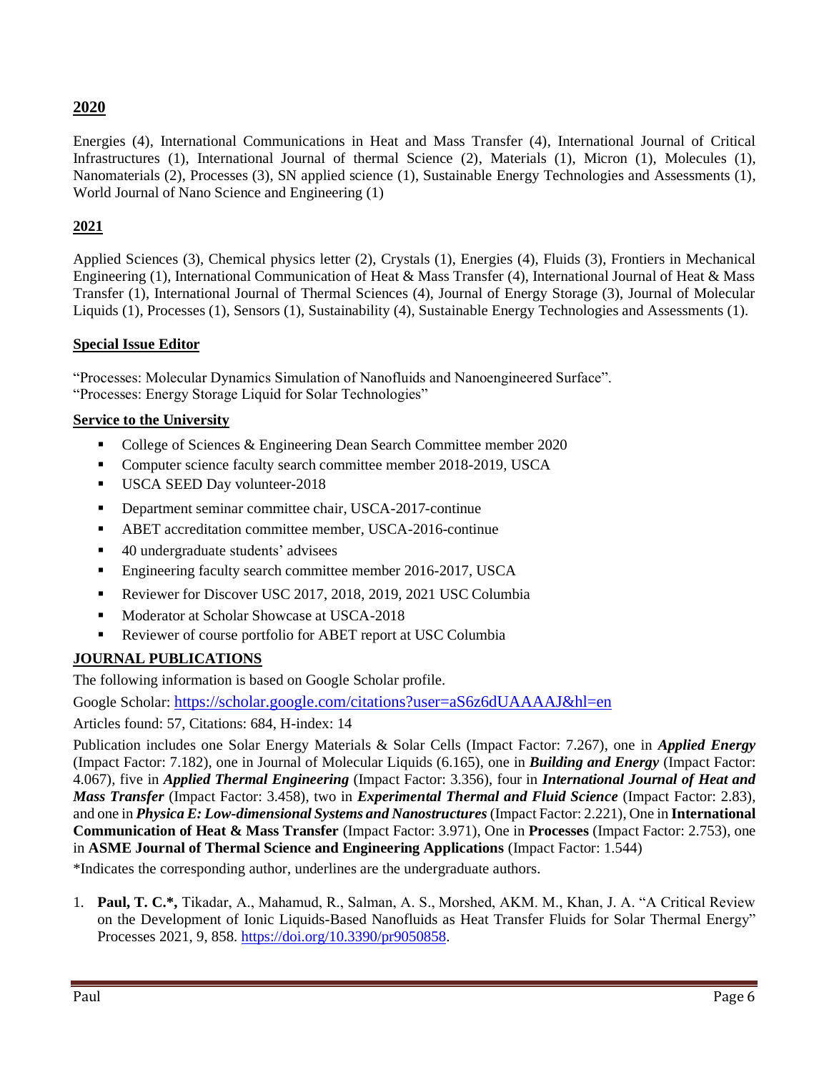## 2020

Energies (4), International Communications in Heat and Mass Transfer (4), International Journal of Critical Infrastructures (1), International Journal of thermal Science (2), Materials (1), Micron (1), Molecules (1), Nanomaterials (2), Processes (3), SN applied science (1), Sustainable Energy Technologies and Assessments (1), World Journal of Nano Science and Engineering (1)

## 2021

Applied Sciences (3), Chemical physics letter (2), Crystals (1), Energies (4), Fluids (3), Frontiers in Mechanical Engineering (1), International Communication of Heat & Mass Transfer (4), International Journal of Heat & Mass Transfer (1), International Journal of Thermal Sciences (4), Journal of Energy Storage (3), Journal of Molecular Liquids (1), Processes (1), Sensors (1), Sustainability (4), Sustainable Energy Technologies and Assessments (1).

## Special Issue Editor

"Processes: Molecular Dynamics Simulation of Nanofluids and Nanoengineered Surface".
"Processes: Energy Storage Liquid for Solar Technologies"

## Service to the University

- College of Sciences & Engineering Dean Search Committee member 2020
- Computer science faculty search committee member 2018-2019, USCA
- USCA SEED Day volunteer-2018
- Department seminar committee chair, USCA-2017-continue
- ABET accreditation committee member, USCA-2016-continue
- 40 undergraduate students' advisees
- Engineering faculty search committee member 2016-2017, USCA
- Reviewer for Discover USC 2017, 2018, 2019, 2021 USC Columbia
- Moderator at Scholar Showcase at USCA-2018
- Reviewer of course portfolio for ABET report at USC Columbia

## JOURNAL PUBLICATIONS

The following information is based on Google Scholar profile.

Google Scholar: https://scholar.google.com/citations?user=aS6z6dUAAAAJ&hl=en

Articles found: 57, Citations: 684, H-index: 14

Publication includes one Solar Energy Materials & Solar Cells (Impact Factor: 7.267), one in ***Applied Energy*** (Impact Factor: 7.182), one in Journal of Molecular Liquids (6.165), one in ***Building and Energy*** (Impact Factor: 4.067), five in ***Applied Thermal Engineering*** (Impact Factor: 3.356), four in ***International Journal of Heat and Mass Transfer*** (Impact Factor: 3.458), two in ***Experimental Thermal and Fluid Science*** (Impact Factor: 2.83), and one in ***Physica E: Low-dimensional Systems and Nanostructures*** (Impact Factor: 2.221), One in **International Communication of Heat & Mass Transfer** (Impact Factor: 3.971), One in **Processes** (Impact Factor: 2.753), one in **ASME Journal of Thermal Science and Engineering Applications** (Impact Factor: 1.544)

*Indicates the corresponding author, underlines are the undergraduate authors.

1. **Paul, T. C.*,** Tikadar, A., Mahamud, R., Salman, A. S., Morshed, AKM. M., Khan, J. A. "A Critical Review on the Development of Ionic Liquids-Based Nanofluids as Heat Transfer Fluids for Solar Thermal Energy" Processes 2021, 9, 858. https://doi.org/10.3390/pr9050858.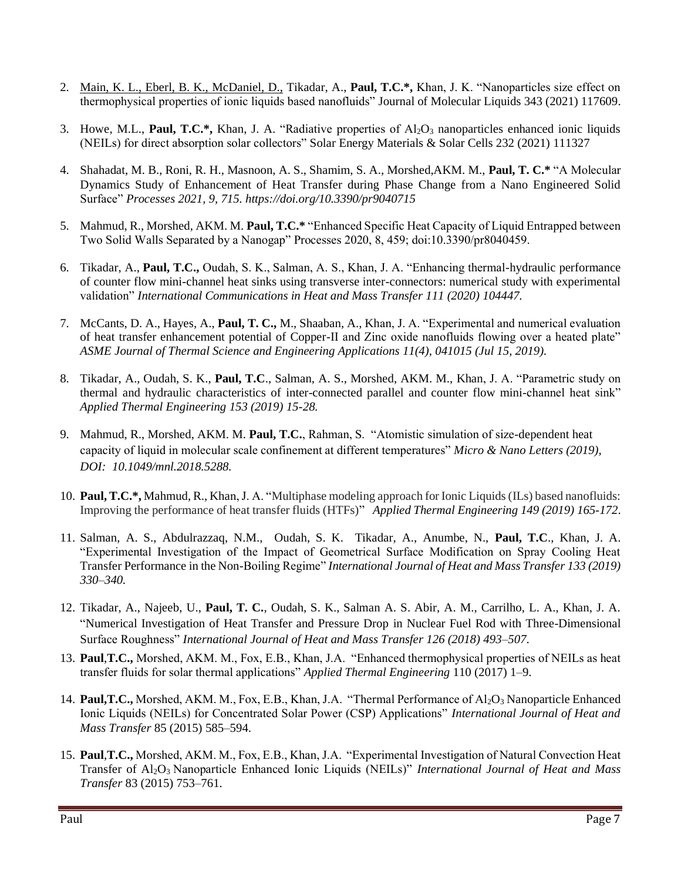2. Main, K. L., Eberl, B. K., McDaniel, D., Tikadar, A., **Paul, T.C.\*,** Khan, J. K. "Nanoparticles size effect on thermophysical properties of ionic liquids based nanofluids" Journal of Molecular Liquids 343 (2021) 117609.

3. Howe, M.L., **Paul, T.C.\*,** Khan, J. A. "Radiative properties of $Al_2O_3$ nanoparticles enhanced ionic liquids (NEILs) for direct absorption solar collectors" Solar Energy Materials & Solar Cells 232 (2021) 111327

4. Shahadat, M. B., Roni, R. H., Masnoon, A. S., Shamim, S. A., Morshed,AKM. M., **Paul, T. C.\*** "A Molecular Dynamics Study of Enhancement of Heat Transfer during Phase Change from a Nano Engineered Solid Surface" *Processes 2021, 9, 715. https://doi.org/10.3390/pr9040715*

5. Mahmud, R., Morshed, AKM. M. **Paul, T.C.\*** "Enhanced Specific Heat Capacity of Liquid Entrapped between Two Solid Walls Separated by a Nanogap" Processes 2020, 8, 459; doi:10.3390/pr8040459.

6. Tikadar, A., **Paul, T.C.,** Oudah, S. K., Salman, A. S., Khan, J. A. "Enhancing thermal-hydraulic performance of counter flow mini-channel heat sinks using transverse inter-connectors: numerical study with experimental validation" *International Communications in Heat and Mass Transfer 111 (2020) 104447.*

7. McCants, D. A., Hayes, A., **Paul, T. C.,** M., Shaaban, A., Khan, J. A. "Experimental and numerical evaluation of heat transfer enhancement potential of Copper-II and Zinc oxide nanofluids flowing over a heated plate" *ASME Journal of Thermal Science and Engineering Applications 11(4), 041015 (Jul 15, 2019).*

8. Tikadar, A., Oudah, S. K., **Paul, T.C**., Salman, A. S., Morshed, AKM. M., Khan, J. A. "Parametric study on thermal and hydraulic characteristics of inter-connected parallel and counter flow mini-channel heat sink" *Applied Thermal Engineering 153 (2019) 15-28.*

9. Mahmud, R., Morshed, AKM. M. **Paul, T.C.**, Rahman, S. "Atomistic simulation of size-dependent heat capacity of liquid in molecular scale confinement at different temperatures" *Micro & Nano Letters (2019), DOI: 10.1049/mnl.2018.5288.*

10. **Paul, T.C.\*,** Mahmud, R., Khan, J. A. "Multiphase modeling approach for Ionic Liquids (ILs) based nanofluids: Improving the performance of heat transfer fluids (HTFs)" *Applied Thermal Engineering 149 (2019) 165-172*.

11. Salman, A. S., Abdulrazzaq, N.M., Oudah, S. K. Tikadar, A., Anumbe, N., **Paul, T.C**., Khan, J. A. "Experimental Investigation of the Impact of Geometrical Surface Modification on Spray Cooling Heat Transfer Performance in the Non-Boiling Regime" *International Journal of Heat and Mass Transfer 133 (2019) 330–340.*

12. Tikadar, A., Najeeb, U., **Paul, T. C.**, Oudah, S. K., Salman A. S. Abir, A. M., Carrilho, L. A., Khan, J. A. "Numerical Investigation of Heat Transfer and Pressure Drop in Nuclear Fuel Rod with Three-Dimensional Surface Roughness" *International Journal of Heat and Mass Transfer 126 (2018) 493–507.*

13. **Paul**,**T.C.,** Morshed, AKM. M., Fox, E.B., Khan, J.A. "Enhanced thermophysical properties of NEILs as heat transfer fluids for solar thermal applications" *Applied Thermal Engineering* 110 (2017) 1–9.

14. **Paul,T.C.,** Morshed, AKM. M., Fox, E.B., Khan, J.A. "Thermal Performance of $Al_2O_3$ Nanoparticle Enhanced Ionic Liquids (NEILs) for Concentrated Solar Power (CSP) Applications" *International Journal of Heat and Mass Transfer* 85 (2015) 585–594.

15. **Paul**,**T.C.,** Morshed, AKM. M., Fox, E.B., Khan, J.A. "Experimental Investigation of Natural Convection Heat Transfer of $Al_2O_3$ Nanoparticle Enhanced Ionic Liquids (NEILs)" *International Journal of Heat and Mass Transfer* 83 (2015) 753–761.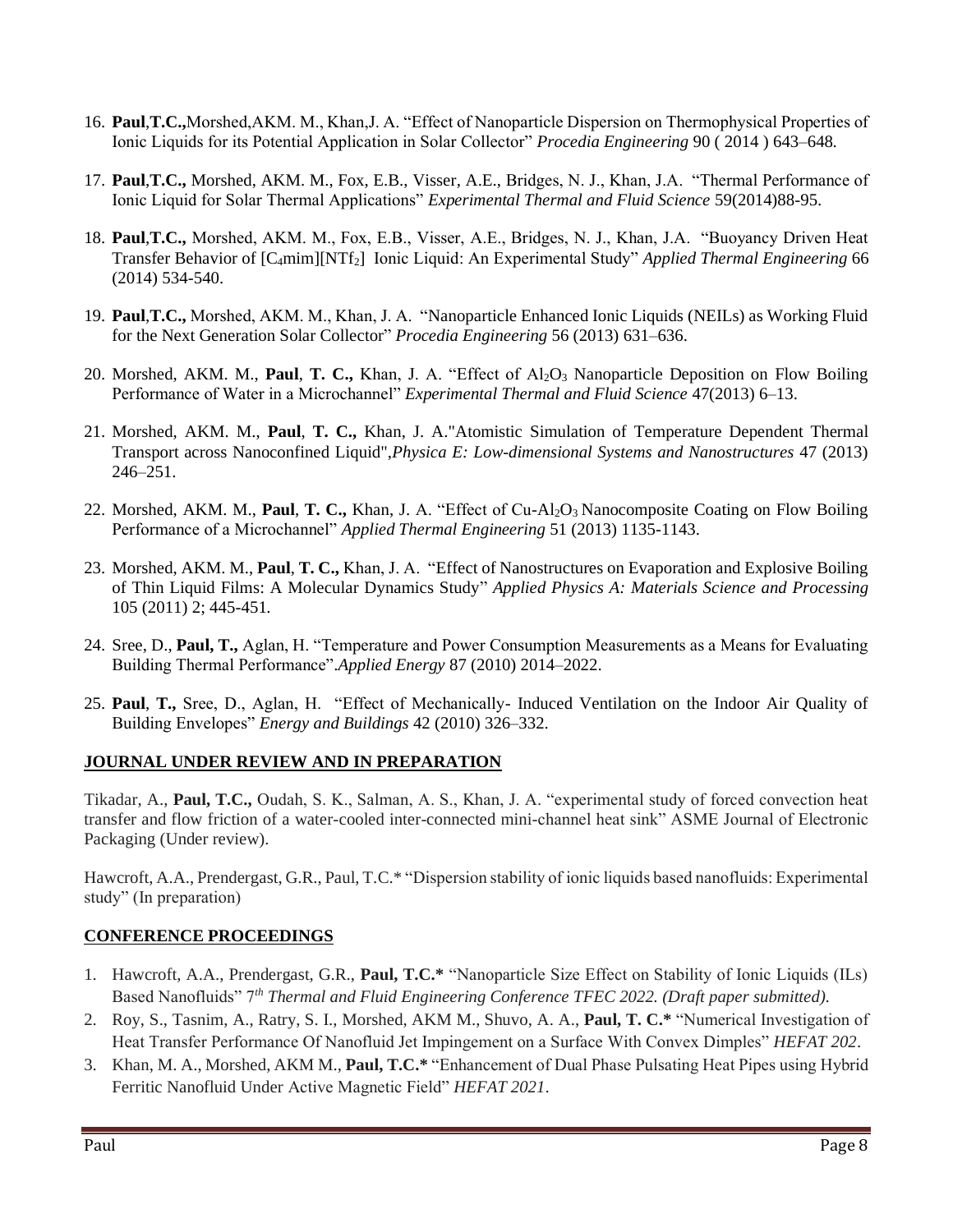16. **Paul**,**T.C.,**Morshed,AKM. M., Khan,J. A. "Effect of Nanoparticle Dispersion on Thermophysical Properties of Ionic Liquids for its Potential Application in Solar Collector" *Procedia Engineering* 90 ( 2014 ) 643–648.

17. **Paul**,**T.C.,** Morshed, AKM. M., Fox, E.B., Visser, A.E., Bridges, N. J., Khan, J.A. "Thermal Performance of Ionic Liquid for Solar Thermal Applications" *Experimental Thermal and Fluid Science* 59(2014)88-95.

18. **Paul**,**T.C.,** Morshed, AKM. M., Fox, E.B., Visser, A.E., Bridges, N. J., Khan, J.A. "Buoyancy Driven Heat Transfer Behavior of [$C_4$mim][$NTf_2$] Ionic Liquid: An Experimental Study" *Applied Thermal Engineering* 66 (2014) 534-540.

19. **Paul**,**T.C.,** Morshed, AKM. M., Khan, J. A. "Nanoparticle Enhanced Ionic Liquids (NEILs) as Working Fluid for the Next Generation Solar Collector" *Procedia Engineering* 56 (2013) 631–636.

20. Morshed, AKM. M., **Paul**, **T. C.,** Khan, J. A. "Effect of $Al_2O_3$ Nanoparticle Deposition on Flow Boiling Performance of Water in a Microchannel" *Experimental Thermal and Fluid Science* 47(2013) 6–13.

21. Morshed, AKM. M., **Paul**, **T. C.,** Khan, J. A."Atomistic Simulation of Temperature Dependent Thermal Transport across Nanoconfined Liquid",*Physica E: Low-dimensional Systems and Nanostructures* 47 (2013) 246–251.

22. Morshed, AKM. M., **Paul**, **T. C.,** Khan, J. A. "Effect of Cu-$Al_2O_3$ Nanocomposite Coating on Flow Boiling Performance of a Microchannel" *Applied Thermal Engineering* 51 (2013) 1135-1143.

23. Morshed, AKM. M., **Paul**, **T. C.,** Khan, J. A. "Effect of Nanostructures on Evaporation and Explosive Boiling of Thin Liquid Films: A Molecular Dynamics Study" *Applied Physics A: Materials Science and Processing* 105 (2011) 2; 445-451.

24. Sree, D., **Paul, T.,** Aglan, H. "Temperature and Power Consumption Measurements as a Means for Evaluating Building Thermal Performance".*Applied Energy* 87 (2010) 2014–2022.

25. **Paul**, **T.,** Sree, D., Aglan, H. "Effect of Mechanically- Induced Ventilation on the Indoor Air Quality of Building Envelopes" *Energy and Buildings* 42 (2010) 326–332.

## JOURNAL UNDER REVIEW AND IN PREPARATION

Tikadar, A., **Paul, T.C.,** Oudah, S. K., Salman, A. S., Khan, J. A. "experimental study of forced convection heat transfer and flow friction of a water-cooled inter-connected mini-channel heat sink" ASME Journal of Electronic Packaging (Under review).

Hawcroft, A.A., Prendergast, G.R., Paul, T.C.* "Dispersion stability of ionic liquids based nanofluids: Experimental study" (In preparation)

## CONFERENCE PROCEEDINGS

1. Hawcroft, A.A., Prendergast, G.R., **Paul, T.C.*** "Nanoparticle Size Effect on Stability of Ionic Liquids (ILs) Based Nanofluids" 7$^{th}$ *Thermal and Fluid Engineering Conference TFEC 2022. (Draft paper submitted).*
2. Roy, S., Tasnim, A., Ratry, S. I., Morshed, AKM M., Shuvo, A. A., **Paul, T. C.*** "Numerical Investigation of Heat Transfer Performance Of Nanofluid Jet Impingement on a Surface With Convex Dimples" *HEFAT 202*.
3. Khan, M. A., Morshed, AKM M., **Paul, T.C.*** "Enhancement of Dual Phase Pulsating Heat Pipes using Hybrid Ferritic Nanofluid Under Active Magnetic Field" *HEFAT 2021*.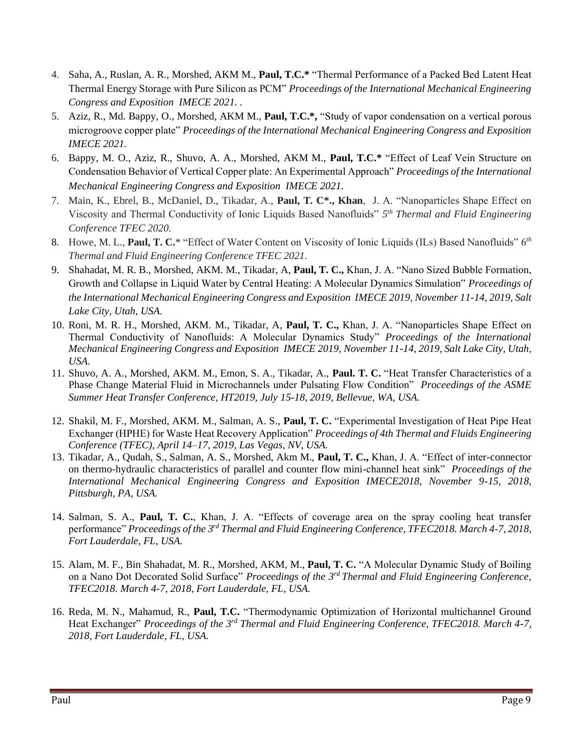4. Saha, A., Ruslan, A. R., Morshed, AKM M., **Paul, T.C.*** "Thermal Performance of a Packed Bed Latent Heat Thermal Energy Storage with Pure Silicon as PCM" *Proceedings of the International Mechanical Engineering Congress and Exposition IMECE 2021.* .
5. Aziz, R., Md. Bappy, O., Morshed, AKM M., **Paul, T.C.*,** "Study of vapor condensation on a vertical porous microgroove copper plate" *Proceedings of the International Mechanical Engineering Congress and Exposition IMECE 2021.*
6. Bappy, M. O., Aziz, R., Shuvo, A. A., Morshed, AKM M., **Paul, T.C.*** "Effect of Leaf Vein Structure on Condensation Behavior of Vertical Copper plate: An Experimental Approach" *Proceedings of the International Mechanical Engineering Congress and Exposition IMECE 2021.*
7. Main, K., Ebrel, B., McDaniel, D., Tikadar, A., **Paul, T. C*., Khan**, J. A. "Nanoparticles Shape Effect on Viscosity and Thermal Conductivity of Ionic Liquids Based Nanofluids" *5th Thermal and Fluid Engineering Conference TFEC 2020.*
8. Howe, M. L., **Paul, T. C.*** "Effect of Water Content on Viscosity of Ionic Liquids (ILs) Based Nanofluids" *6th Thermal and Fluid Engineering Conference TFEC 2021.*
9. Shahadat, M. R. B., Morshed, AKM. M., Tikadar, A, **Paul, T. C.,** Khan, J. A. "Nano Sized Bubble Formation, Growth and Collapse in Liquid Water by Central Heating: A Molecular Dynamics Simulation" *Proceedings of the International Mechanical Engineering Congress and Exposition IMECE 2019, November 11-14, 2019, Salt Lake City, Utah, USA.*
10. Roni, M. R. H., Morshed, AKM. M., Tikadar, A, **Paul, T. C.,** Khan, J. A. "Nanoparticles Shape Effect on Thermal Conductivity of Nanofluids: A Molecular Dynamics Study" *Proceedings of the International Mechanical Engineering Congress and Exposition IMECE 2019, November 11-14, 2019, Salt Lake City, Utah, USA.*
11. Shuvo, A. A., Morshed, AKM. M., Emon, S. A., Tikadar, A., **Paul. T. C.** "Heat Transfer Characteristics of a Phase Change Material Fluid in Microchannels under Pulsating Flow Condition" *Proceedings of the ASME Summer Heat Transfer Conference, HT2019, July 15-18, 2019, Bellevue, WA, USA.*
12. Shakil, M. F., Morshed, AKM. M., Salman, A. S., **Paul, T. C.** "Experimental Investigation of Heat Pipe Heat Exchanger (HPHE) for Waste Heat Recovery Application" *Proceedings of 4th Thermal and Fluids Engineering Conference (TFEC), April 14–17, 2019, Las Vegas, NV, USA.*
13. Tikadar, A., Qudah, S., Salman, A. S., Morshed, Akm M., **Paul, T. C.,** Khan, J. A. "Effect of inter-connector on thermo-hydraulic characteristics of parallel and counter flow mini-channel heat sink" *Proceedings of the International Mechanical Engineering Congress and Exposition IMECE2018, November 9-15, 2018, Pittsburgh, PA, USA.*
14. Salman, S. A., **Paul, T. C.**, Khan, J. A. "Effects of coverage area on the spray cooling heat transfer performance" *Proceedings of the 3rd Thermal and Fluid Engineering Conference, TFEC2018. March 4-7, 2018, Fort Lauderdale, FL, USA.*
15. Alam, M. F., Bin Shahadat, M. R., Morshed, AKM, M., **Paul, T. C.** "A Molecular Dynamic Study of Boiling on a Nano Dot Decorated Solid Surface" *Proceedings of the 3rd Thermal and Fluid Engineering Conference, TFEC2018. March 4-7, 2018, Fort Lauderdale, FL, USA.*
16. Reda, M. N., Mahamud, R., **Paul, T.C.** "Thermodynamic Optimization of Horizontal multichannel Ground Heat Exchanger" *Proceedings of the 3rd Thermal and Fluid Engineering Conference, TFEC2018. March 4-7, 2018, Fort Lauderdale, FL, USA.*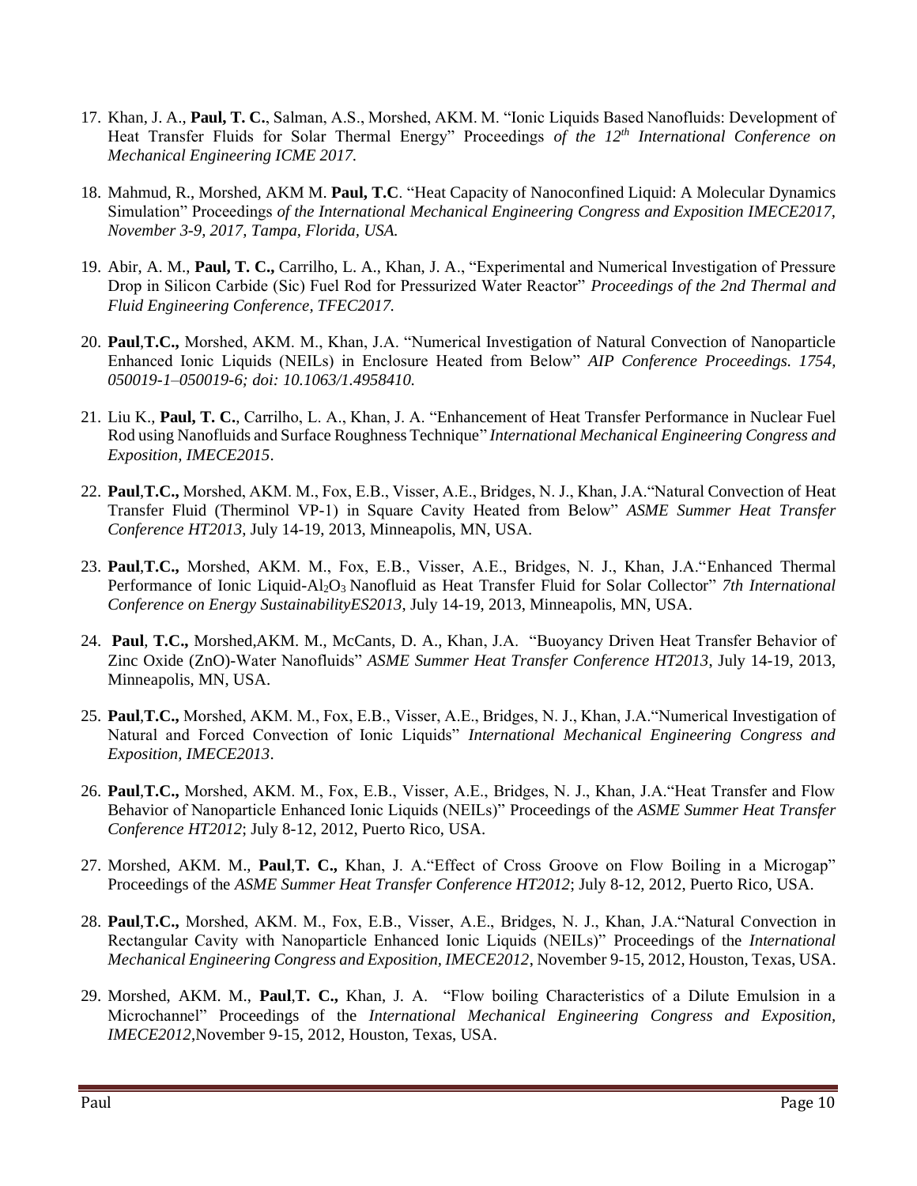17. Khan, J. A., **Paul, T. C.**, Salman, A.S., Morshed, AKM. M. "Ionic Liquids Based Nanofluids: Development of Heat Transfer Fluids for Solar Thermal Energy" Proceedings *of the 12th International Conference on Mechanical Engineering ICME 2017.*

18. Mahmud, R., Morshed, AKM M. **Paul, T.C**. "Heat Capacity of Nanoconfined Liquid: A Molecular Dynamics Simulation" Proceedings *of the International Mechanical Engineering Congress and Exposition IMECE2017, November 3-9, 2017, Tampa, Florida, USA.*

19. Abir, A. M., **Paul, T. C.,** Carrilho, L. A., Khan, J. A., "Experimental and Numerical Investigation of Pressure Drop in Silicon Carbide (Sic) Fuel Rod for Pressurized Water Reactor" *Proceedings of the 2nd Thermal and Fluid Engineering Conference, TFEC2017.*

20. **Paul**,**T.C.,** Morshed, AKM. M., Khan, J.A. "Numerical Investigation of Natural Convection of Nanoparticle Enhanced Ionic Liquids (NEILs) in Enclosure Heated from Below" *AIP Conference Proceedings. 1754, 050019-1–050019-6; doi: 10.1063/1.4958410.*

21. Liu K., **Paul, T. C.**, Carrilho, L. A., Khan, J. A. "Enhancement of Heat Transfer Performance in Nuclear Fuel Rod using Nanofluids and Surface Roughness Technique" *International Mechanical Engineering Congress and Exposition, IMECE2015*.

22. **Paul**,**T.C.,** Morshed, AKM. M., Fox, E.B., Visser, A.E., Bridges, N. J., Khan, J.A."Natural Convection of Heat Transfer Fluid (Therminol VP-1) in Square Cavity Heated from Below" *ASME Summer Heat Transfer Conference HT2013*, July 14-19, 2013, Minneapolis, MN, USA.

23. **Paul**,**T.C.,** Morshed, AKM. M., Fox, E.B., Visser, A.E., Bridges, N. J., Khan, J.A."Enhanced Thermal Performance of Ionic Liquid-$Al_2O_3$ Nanofluid as Heat Transfer Fluid for Solar Collector" *7th International Conference on Energy SustainabilityES2013*, July 14-19, 2013, Minneapolis, MN, USA.

24. **Paul**, **T.C.,** Morshed,AKM. M., McCants, D. A., Khan, J.A. "Buoyancy Driven Heat Transfer Behavior of Zinc Oxide (ZnO)-Water Nanofluids" *ASME Summer Heat Transfer Conference HT2013*, July 14-19, 2013, Minneapolis, MN, USA.

25. **Paul**,**T.C.,** Morshed, AKM. M., Fox, E.B., Visser, A.E., Bridges, N. J., Khan, J.A."Numerical Investigation of Natural and Forced Convection of Ionic Liquids" *International Mechanical Engineering Congress and Exposition, IMECE2013*.

26. **Paul**,**T.C.,** Morshed, AKM. M., Fox, E.B., Visser, A.E., Bridges, N. J., Khan, J.A."Heat Transfer and Flow Behavior of Nanoparticle Enhanced Ionic Liquids (NEILs)" Proceedings of the *ASME Summer Heat Transfer Conference HT2012*; July 8-12, 2012, Puerto Rico, USA.

27. Morshed, AKM. M., **Paul**,**T. C.,** Khan, J. A."Effect of Cross Groove on Flow Boiling in a Microgap" Proceedings of the *ASME Summer Heat Transfer Conference HT2012*; July 8-12, 2012, Puerto Rico, USA.

28. **Paul**,**T.C.,** Morshed, AKM. M., Fox, E.B., Visser, A.E., Bridges, N. J., Khan, J.A."Natural Convection in Rectangular Cavity with Nanoparticle Enhanced Ionic Liquids (NEILs)" Proceedings of the *International Mechanical Engineering Congress and Exposition, IMECE2012*, November 9-15, 2012, Houston, Texas, USA.

29. Morshed, AKM. M., **Paul**,**T. C.,** Khan, J. A. "Flow boiling Characteristics of a Dilute Emulsion in a Microchannel" Proceedings of the *International Mechanical Engineering Congress and Exposition, IMECE2012*,November 9-15, 2012, Houston, Texas, USA.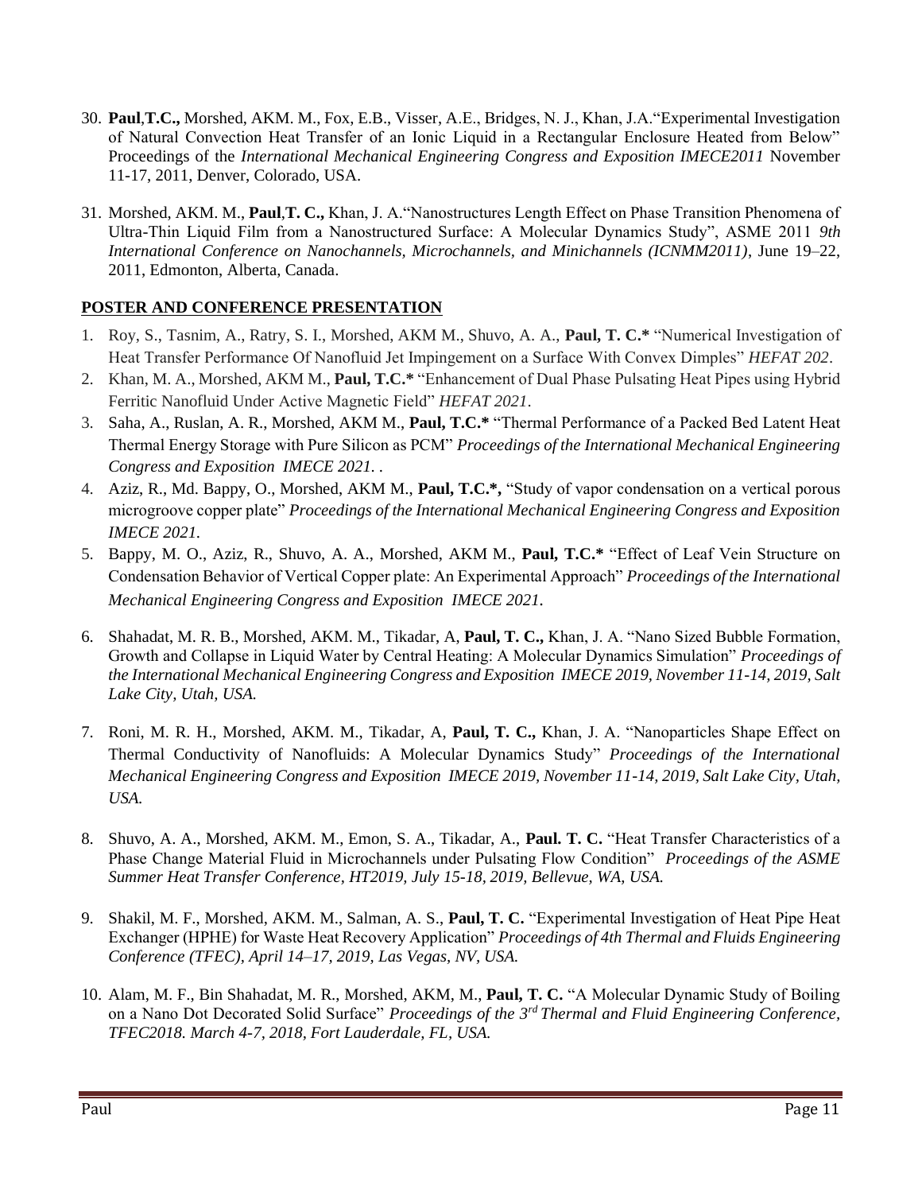30. **Paul**,**T.C.,** Morshed, AKM. M., Fox, E.B., Visser, A.E., Bridges, N. J., Khan, J.A."Experimental Investigation of Natural Convection Heat Transfer of an Ionic Liquid in a Rectangular Enclosure Heated from Below" Proceedings of the *International Mechanical Engineering Congress and Exposition IMECE2011* November 11-17, 2011, Denver, Colorado, USA.

31. Morshed, AKM. M., **Paul**,**T. C.,** Khan, J. A."Nanostructures Length Effect on Phase Transition Phenomena of Ultra-Thin Liquid Film from a Nanostructured Surface: A Molecular Dynamics Study", ASME 2011 *9th International Conference on Nanochannels, Microchannels, and Minichannels (ICNMM2011)*, June 19–22, 2011, Edmonton, Alberta, Canada.

## POSTER AND CONFERENCE PRESENTATION

1. Roy, S., Tasnim, A., Ratry, S. I., Morshed, AKM M., Shuvo, A. A., **Paul, T. C.*** "Numerical Investigation of Heat Transfer Performance Of Nanofluid Jet Impingement on a Surface With Convex Dimples" *HEFAT 202*.
2. Khan, M. A., Morshed, AKM M., **Paul, T.C.*** "Enhancement of Dual Phase Pulsating Heat Pipes using Hybrid Ferritic Nanofluid Under Active Magnetic Field" *HEFAT 2021*.
3. Saha, A., Ruslan, A. R., Morshed, AKM M., **Paul, T.C.*** "Thermal Performance of a Packed Bed Latent Heat Thermal Energy Storage with Pure Silicon as PCM" *Proceedings of the International Mechanical Engineering Congress and Exposition IMECE 2021. .*
4. Aziz, R., Md. Bappy, O., Morshed, AKM M., **Paul, T.C.*,** "Study of vapor condensation on a vertical porous microgroove copper plate" *Proceedings of the International Mechanical Engineering Congress and Exposition IMECE 2021.*
5. Bappy, M. O., Aziz, R., Shuvo, A. A., Morshed, AKM M., **Paul, T.C.*** "Effect of Leaf Vein Structure on Condensation Behavior of Vertical Copper plate: An Experimental Approach" *Proceedings of the International Mechanical Engineering Congress and Exposition IMECE 2021.*
6. Shahadat, M. R. B., Morshed, AKM. M., Tikadar, A, **Paul, T. C.,** Khan, J. A. "Nano Sized Bubble Formation, Growth and Collapse in Liquid Water by Central Heating: A Molecular Dynamics Simulation" *Proceedings of the International Mechanical Engineering Congress and Exposition IMECE 2019, November 11-14, 2019, Salt Lake City, Utah, USA.*
7. Roni, M. R. H., Morshed, AKM. M., Tikadar, A, **Paul, T. C.,** Khan, J. A. "Nanoparticles Shape Effect on Thermal Conductivity of Nanofluids: A Molecular Dynamics Study" *Proceedings of the International Mechanical Engineering Congress and Exposition IMECE 2019, November 11-14, 2019, Salt Lake City, Utah, USA.*
8. Shuvo, A. A., Morshed, AKM. M., Emon, S. A., Tikadar, A., **Paul. T. C.** "Heat Transfer Characteristics of a Phase Change Material Fluid in Microchannels under Pulsating Flow Condition" *Proceedings of the ASME Summer Heat Transfer Conference, HT2019, July 15-18, 2019, Bellevue, WA, USA.*
9. Shakil, M. F., Morshed, AKM. M., Salman, A. S., **Paul, T. C.** "Experimental Investigation of Heat Pipe Heat Exchanger (HPHE) for Waste Heat Recovery Application" *Proceedings of 4th Thermal and Fluids Engineering Conference (TFEC), April 14–17, 2019, Las Vegas, NV, USA.*
10. Alam, M. F., Bin Shahadat, M. R., Morshed, AKM, M., **Paul, T. C.** "A Molecular Dynamic Study of Boiling on a Nano Dot Decorated Solid Surface" *Proceedings of the 3rd Thermal and Fluid Engineering Conference, TFEC2018. March 4-7, 2018, Fort Lauderdale, FL, USA.*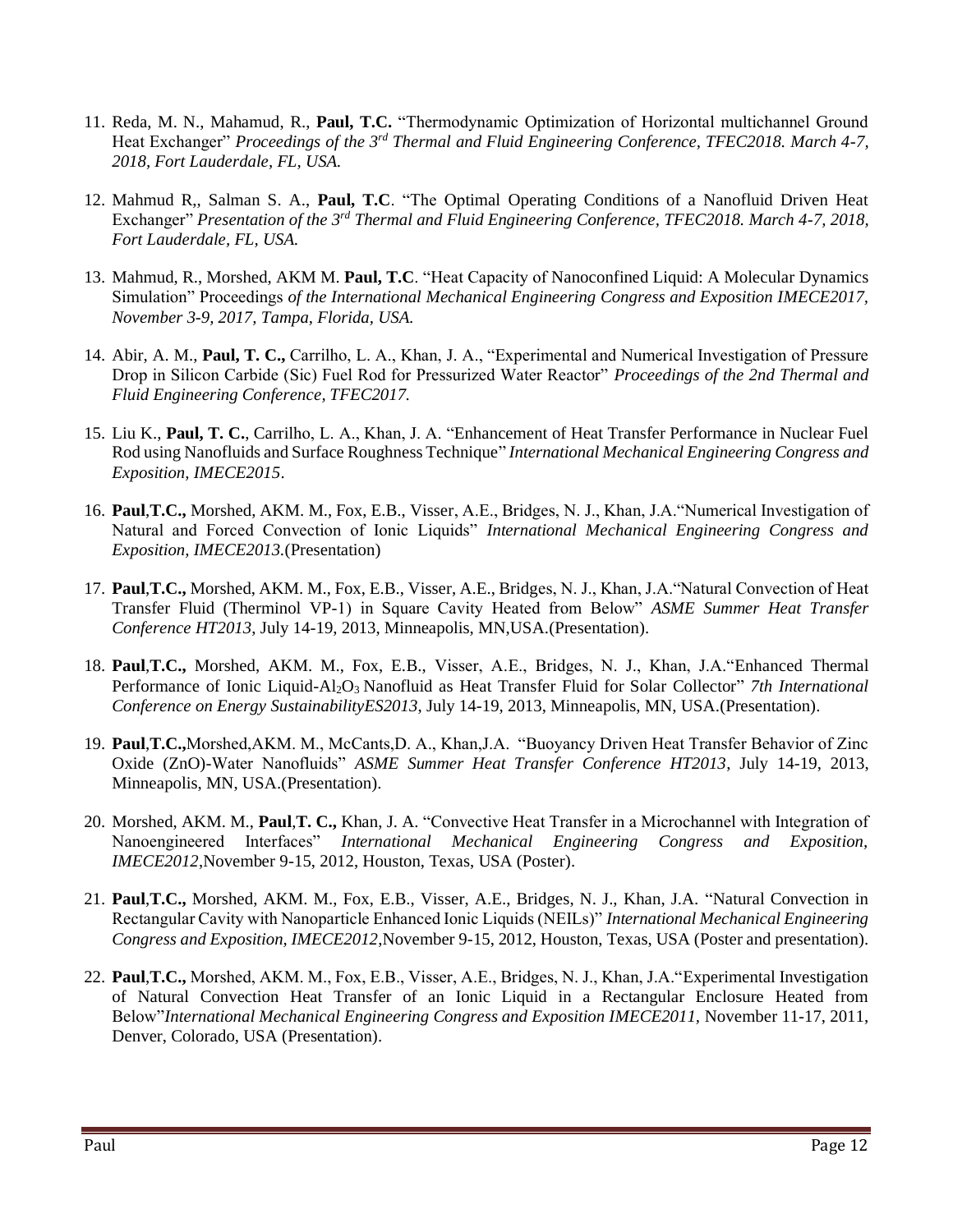11. Reda, M. N., Mahamud, R., **Paul, T.C.** "Thermodynamic Optimization of Horizontal multichannel Ground Heat Exchanger" *Proceedings of the 3rd Thermal and Fluid Engineering Conference, TFEC2018. March 4-7, 2018, Fort Lauderdale, FL, USA.*

12. Mahmud R,, Salman S. A., **Paul, T.C**. "The Optimal Operating Conditions of a Nanofluid Driven Heat Exchanger" *Presentation of the 3rd Thermal and Fluid Engineering Conference, TFEC2018. March 4-7, 2018, Fort Lauderdale, FL, USA.*

13. Mahmud, R., Morshed, AKM M. **Paul, T.C**. "Heat Capacity of Nanoconfined Liquid: A Molecular Dynamics Simulation" Proceedings *of the International Mechanical Engineering Congress and Exposition IMECE2017, November 3-9, 2017, Tampa, Florida, USA.*

14. Abir, A. M., **Paul, T. C.,** Carrilho, L. A., Khan, J. A., "Experimental and Numerical Investigation of Pressure Drop in Silicon Carbide (Sic) Fuel Rod for Pressurized Water Reactor" *Proceedings of the 2nd Thermal and Fluid Engineering Conference, TFEC2017.*

15. Liu K., **Paul, T. C.**, Carrilho, L. A., Khan, J. A. "Enhancement of Heat Transfer Performance in Nuclear Fuel Rod using Nanofluids and Surface Roughness Technique" *International Mechanical Engineering Congress and Exposition, IMECE2015*.

16. **Paul**,**T.C.,** Morshed, AKM. M., Fox, E.B., Visser, A.E., Bridges, N. J., Khan, J.A."Numerical Investigation of Natural and Forced Convection of Ionic Liquids" *International Mechanical Engineering Congress and Exposition, IMECE2013*.(Presentation)

17. **Paul**,**T.C.,** Morshed, AKM. M., Fox, E.B., Visser, A.E., Bridges, N. J., Khan, J.A."Natural Convection of Heat Transfer Fluid (Therminol VP-1) in Square Cavity Heated from Below" *ASME Summer Heat Transfer Conference HT2013,* July 14-19, 2013, Minneapolis, MN,USA.(Presentation).

18. **Paul**,**T.C.,** Morshed, AKM. M., Fox, E.B., Visser, A.E., Bridges, N. J., Khan, J.A."Enhanced Thermal Performance of Ionic Liquid-$Al_2O_3$ Nanofluid as Heat Transfer Fluid for Solar Collector" *7th International Conference on Energy SustainabilityES2013*, July 14-19, 2013, Minneapolis, MN, USA.(Presentation).

19. **Paul**,**T.C.,**Morshed,AKM. M., McCants,D. A., Khan,J.A. "Buoyancy Driven Heat Transfer Behavior of Zinc Oxide (ZnO)-Water Nanofluids" *ASME Summer Heat Transfer Conference HT2013*, July 14-19, 2013, Minneapolis, MN, USA.(Presentation).

20. Morshed, AKM. M., **Paul**,**T. C.,** Khan, J. A. "Convective Heat Transfer in a Microchannel with Integration of Nanoengineered Interfaces" *International Mechanical Engineering Congress and Exposition, IMECE2012*,November 9-15, 2012, Houston, Texas, USA (Poster).

21. **Paul**,**T.C.,** Morshed, AKM. M., Fox, E.B., Visser, A.E., Bridges, N. J., Khan, J.A. "Natural Convection in Rectangular Cavity with Nanoparticle Enhanced Ionic Liquids (NEILs)" *International Mechanical Engineering Congress and Exposition, IMECE2012*,November 9-15, 2012, Houston, Texas, USA (Poster and presentation).

22. **Paul**,**T.C.,** Morshed, AKM. M., Fox, E.B., Visser, A.E., Bridges, N. J., Khan, J.A."Experimental Investigation of Natural Convection Heat Transfer of an Ionic Liquid in a Rectangular Enclosure Heated from Below"*International Mechanical Engineering Congress and Exposition IMECE2011,* November 11-17, 2011, Denver, Colorado, USA (Presentation).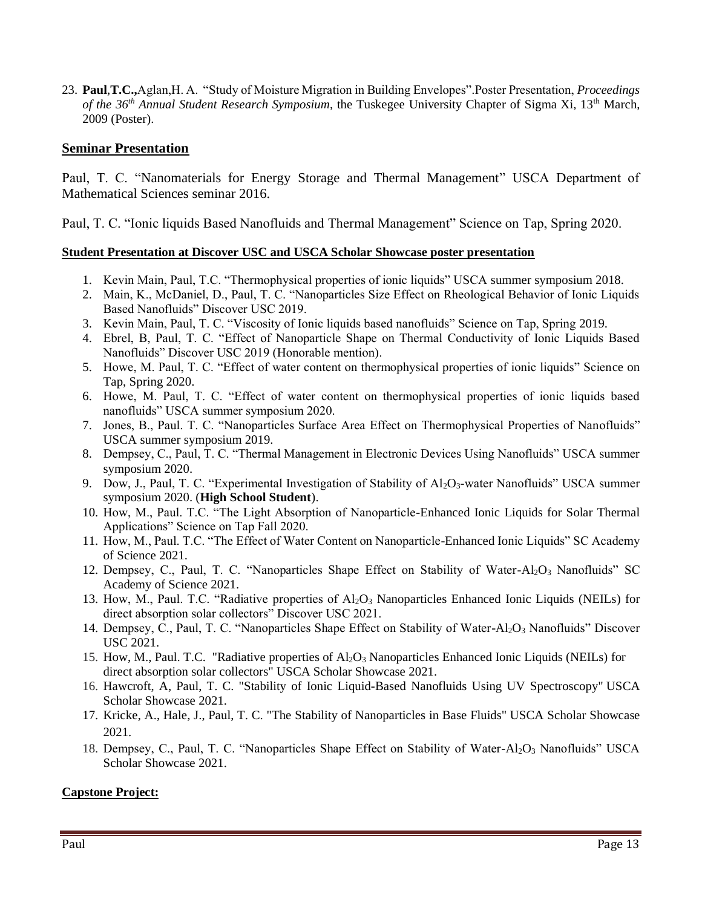23. **Paul**,**T.C.,**Aglan,H. A. "Study of Moisture Migration in Building Envelopes".Poster Presentation, *Proceedings of the 36th Annual Student Research Symposium*, the Tuskegee University Chapter of Sigma Xi, 13th March, 2009 (Poster).

## Seminar Presentation

Paul, T. C. "Nanomaterials for Energy Storage and Thermal Management" USCA Department of Mathematical Sciences seminar 2016.

Paul, T. C. "Ionic liquids Based Nanofluids and Thermal Management" Science on Tap, Spring 2020.

### Student Presentation at Discover USC and USCA Scholar Showcase poster presentation

1. Kevin Main, Paul, T.C. "Thermophysical properties of ionic liquids" USCA summer symposium 2018.
2. Main, K., McDaniel, D., Paul, T. C. "Nanoparticles Size Effect on Rheological Behavior of Ionic Liquids Based Nanofluids" Discover USC 2019.
3. Kevin Main, Paul, T. C. "Viscosity of Ionic liquids based nanofluids" Science on Tap, Spring 2019.
4. Ebrel, B, Paul, T. C. "Effect of Nanoparticle Shape on Thermal Conductivity of Ionic Liquids Based Nanofluids" Discover USC 2019 (Honorable mention).
5. Howe, M. Paul, T. C. "Effect of water content on thermophysical properties of ionic liquids" Science on Tap, Spring 2020.
6. Howe, M. Paul, T. C. "Effect of water content on thermophysical properties of ionic liquids based nanofluids" USCA summer symposium 2020.
7. Jones, B., Paul. T. C. "Nanoparticles Surface Area Effect on Thermophysical Properties of Nanofluids" USCA summer symposium 2019.
8. Dempsey, C., Paul, T. C. "Thermal Management in Electronic Devices Using Nanofluids" USCA summer symposium 2020.
9. Dow, J., Paul, T. C. "Experimental Investigation of Stability of $Al_2O_3$-water Nanofluids" USCA summer symposium 2020. (**High School Student**).
10. How, M., Paul. T.C. "The Light Absorption of Nanoparticle-Enhanced Ionic Liquids for Solar Thermal Applications" Science on Tap Fall 2020.
11. How, M., Paul. T.C. "The Effect of Water Content on Nanoparticle-Enhanced Ionic Liquids" SC Academy of Science 2021.
12. Dempsey, C., Paul, T. C. "Nanoparticles Shape Effect on Stability of Water-$Al_2O_3$ Nanofluids" SC Academy of Science 2021.
13. How, M., Paul. T.C. "Radiative properties of $Al_2O_3$ Nanoparticles Enhanced Ionic Liquids (NEILs) for direct absorption solar collectors" Discover USC 2021.
14. Dempsey, C., Paul, T. C. "Nanoparticles Shape Effect on Stability of Water-$Al_2O_3$ Nanofluids" Discover USC 2021.
15. How, M., Paul. T.C. "Radiative properties of $Al_2O_3$ Nanoparticles Enhanced Ionic Liquids (NEILs) for direct absorption solar collectors" USCA Scholar Showcase 2021.
16. Hawcroft, A, Paul, T. C. "Stability of Ionic Liquid-Based Nanofluids Using UV Spectroscopy" USCA Scholar Showcase 2021.
17. Kricke, A., Hale, J., Paul, T. C. "The Stability of Nanoparticles in Base Fluids" USCA Scholar Showcase 2021.
18. Dempsey, C., Paul, T. C. "Nanoparticles Shape Effect on Stability of Water-$Al_2O_3$ Nanofluids" USCA Scholar Showcase 2021.

### Capstone Project: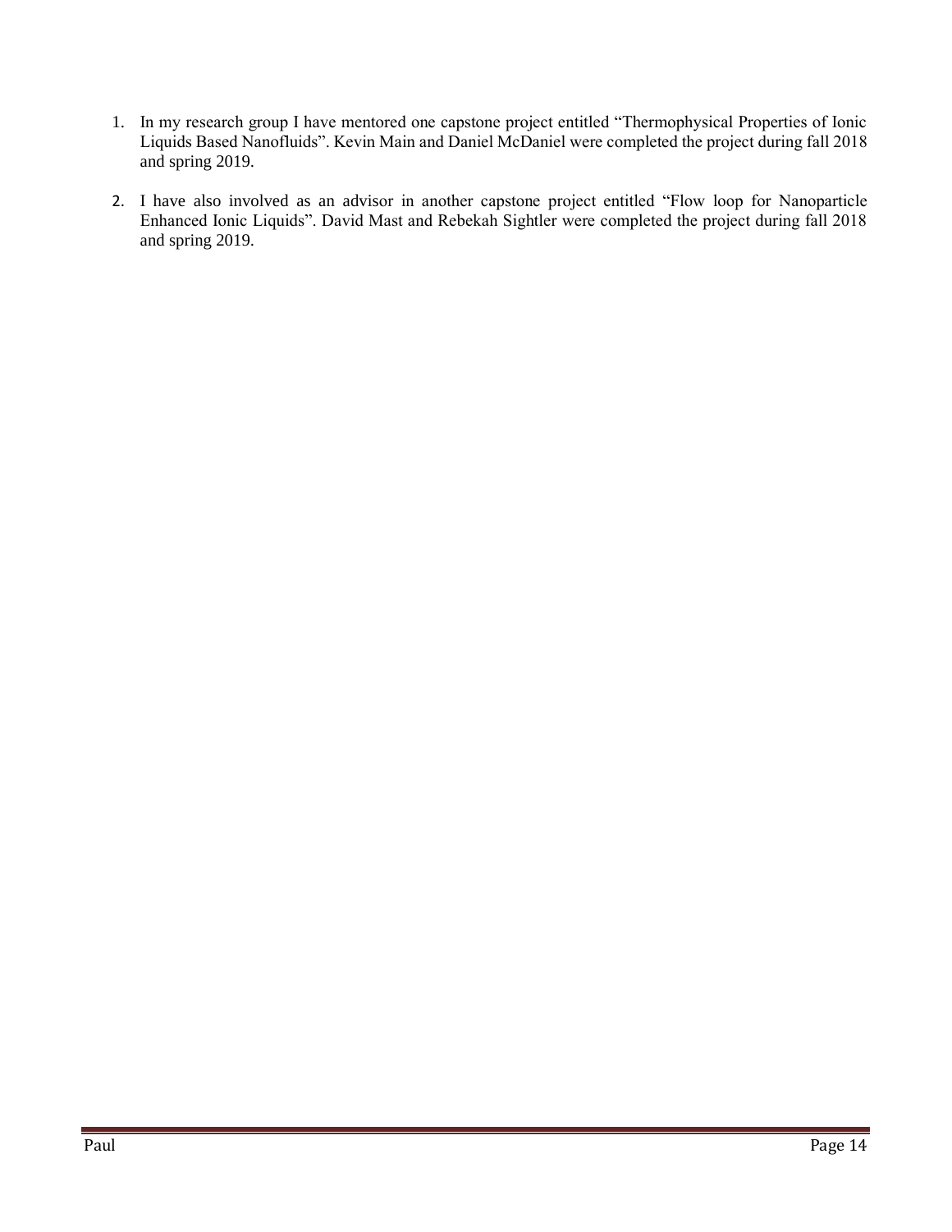1. In my research group I have mentored one capstone project entitled "Thermophysical Properties of Ionic Liquids Based Nanofluids". Kevin Main and Daniel McDaniel were completed the project during fall 2018 and spring 2019.

2. I have also involved as an advisor in another capstone project entitled "Flow loop for Nanoparticle Enhanced Ionic Liquids". David Mast and Rebekah Sightler were completed the project during fall 2018 and spring 2019.